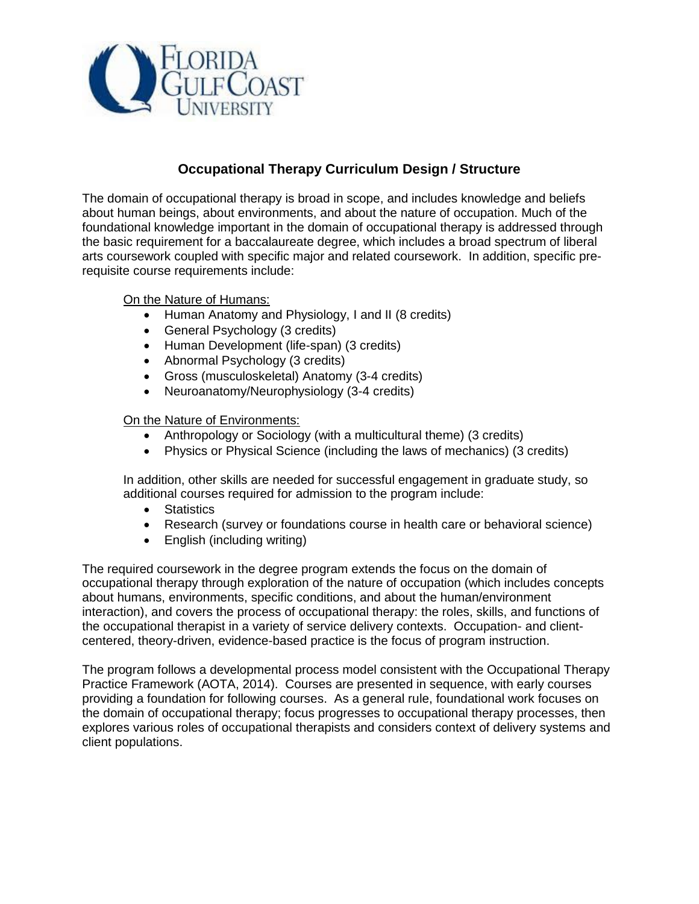# Occupational Therapy Curriculum Design / Structure

The domain of occupational therapy is broad in scope, and includes knowledge and beliefs about human beings, about environments, and about the nature of occupation. Much of the foundational knowledge important in the domain of occupational therapy is addressed through the basic requirement for a baccalaureate degree, which includes a broad spectrum of liberal arts coursework coupled with specific major and related coursework. In addition, specific pre-requisite course requirements include:

<u>On the Nature of Humans:</u>

- Human Anatomy and Physiology, I and II (8 credits)
- General Psychology (3 credits)
- Human Development (life-span) (3 credits)
- Abnormal Psychology (3 credits)
- Gross (musculoskeletal) Anatomy (3-4 credits)
- Neuroanatomy/Neurophysiology (3-4 credits)

<u>On the Nature of Environments:</u>

- Anthropology or Sociology (with a multicultural theme) (3 credits)
- Physics or Physical Science (including the laws of mechanics) (3 credits)

In addition, other skills are needed for successful engagement in graduate study, so additional courses required for admission to the program include:

- Statistics
- Research (survey or foundations course in health care or behavioral science)
- English (including writing)

The required coursework in the degree program extends the focus on the domain of occupational therapy through exploration of the nature of occupation (which includes concepts about humans, environments, specific conditions, and about the human/environment interaction), and covers the process of occupational therapy: the roles, skills, and functions of the occupational therapist in a variety of service delivery contexts. Occupation- and client-centered, theory-driven, evidence-based practice is the focus of program instruction.

The program follows a developmental process model consistent with the Occupational Therapy Practice Framework (AOTA, 2014). Courses are presented in sequence, with early courses providing a foundation for following courses. As a general rule, foundational work focuses on the domain of occupational therapy; focus progresses to occupational therapy processes, then explores various roles of occupational therapists and considers context of delivery systems and client populations.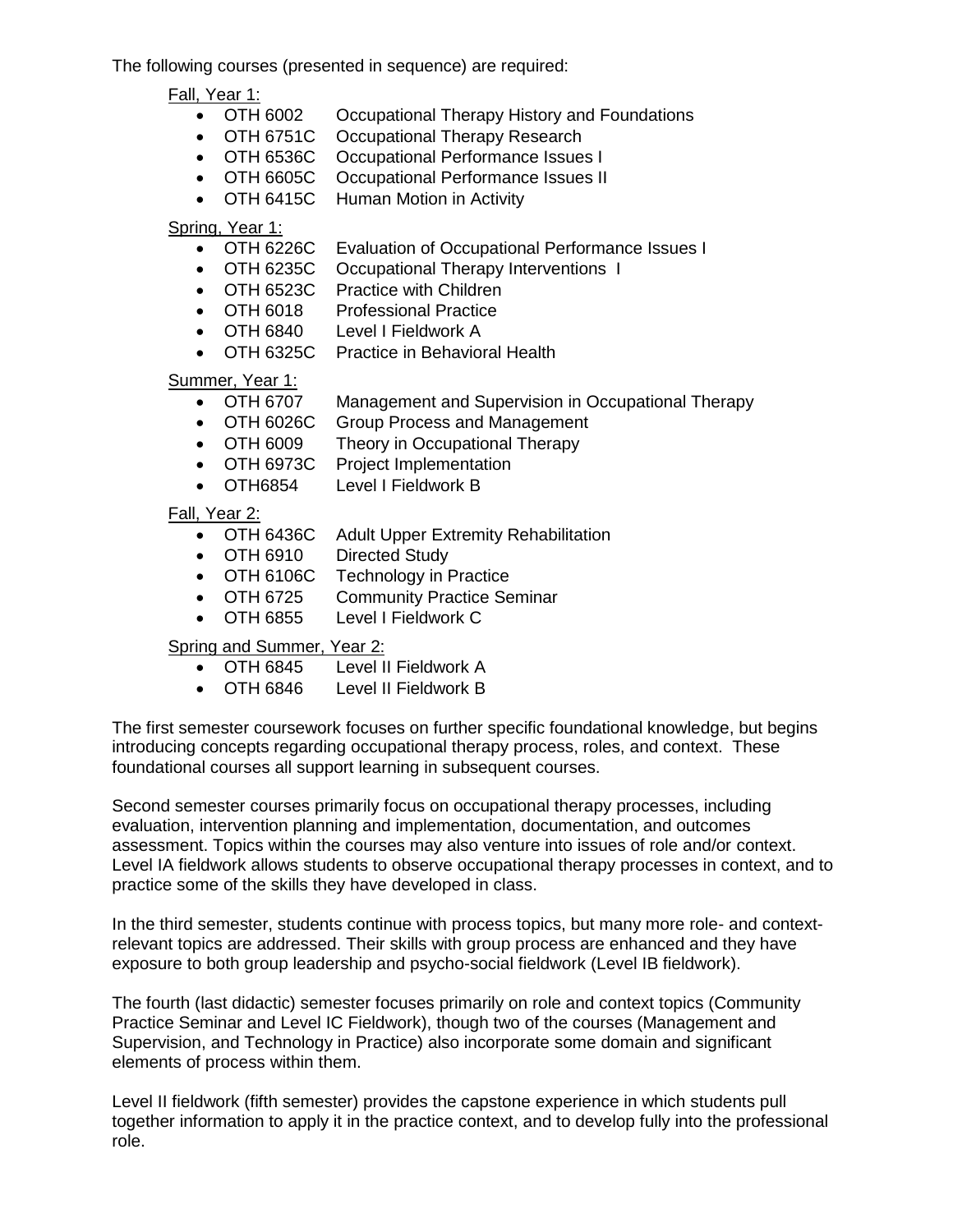The following courses (presented in sequence) are required:

Fall, Year 1:

- OTH 6002 Occupational Therapy History and Foundations
- OTH 6751C Occupational Therapy Research
- OTH 6536C Occupational Performance Issues I
- OTH 6605C Occupational Performance Issues II
- OTH 6415C Human Motion in Activity

Spring, Year 1:

- OTH 6226C Evaluation of Occupational Performance Issues I
- OTH 6235C Occupational Therapy Interventions I
- OTH 6523C Practice with Children
- OTH 6018 Professional Practice
- OTH 6840 Level I Fieldwork A
- OTH 6325C Practice in Behavioral Health

Summer, Year 1:

- OTH 6707 Management and Supervision in Occupational Therapy
- OTH 6026C Group Process and Management
- OTH 6009 Theory in Occupational Therapy
- OTH 6973C Project Implementation
- OTH6854 Level I Fieldwork B

Fall, Year 2:

- OTH 6436C Adult Upper Extremity Rehabilitation
- OTH 6910 Directed Study
- OTH 6106C Technology in Practice
- OTH 6725 Community Practice Seminar
- OTH 6855 Level I Fieldwork C

Spring and Summer, Year 2:

- OTH 6845 Level II Fieldwork A
- OTH 6846 Level II Fieldwork B

The first semester coursework focuses on further specific foundational knowledge, but begins introducing concepts regarding occupational therapy process, roles, and context. These foundational courses all support learning in subsequent courses.

Second semester courses primarily focus on occupational therapy processes, including evaluation, intervention planning and implementation, documentation, and outcomes assessment. Topics within the courses may also venture into issues of role and/or context. Level IA fieldwork allows students to observe occupational therapy processes in context, and to practice some of the skills they have developed in class.

In the third semester, students continue with process topics, but many more role- and context-relevant topics are addressed. Their skills with group process are enhanced and they have exposure to both group leadership and psycho-social fieldwork (Level IB fieldwork).

The fourth (last didactic) semester focuses primarily on role and context topics (Community Practice Seminar and Level IC Fieldwork), though two of the courses (Management and Supervision, and Technology in Practice) also incorporate some domain and significant elements of process within them.

Level II fieldwork (fifth semester) provides the capstone experience in which students pull together information to apply it in the practice context, and to develop fully into the professional role.